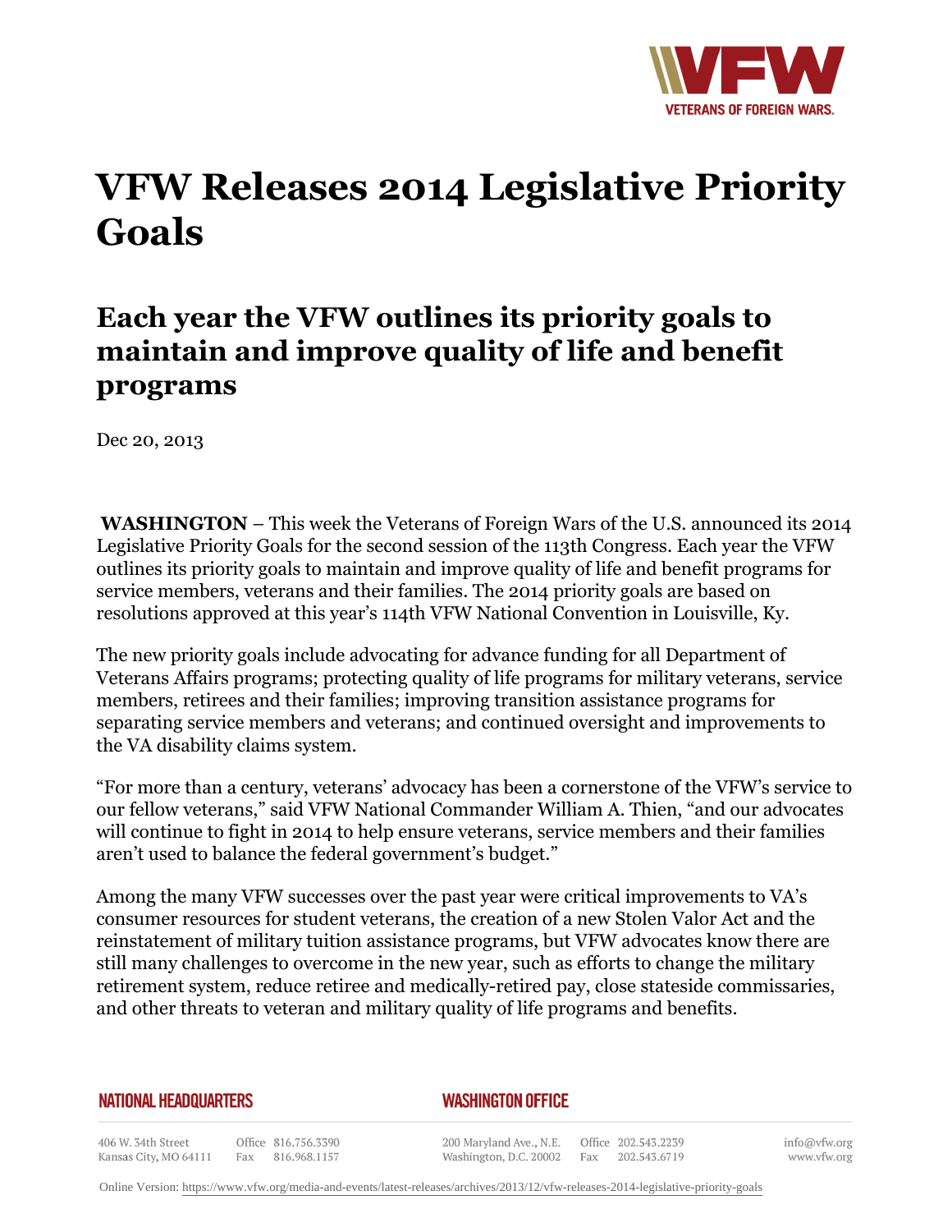# VFW Releases 2014 Legislative Priority Goals

## Each year the VFW outlines its priority goals to maintain and improve quality of life and benefit programs

Dec 20, 2013

**WASHINGTON** – This week the Veterans of Foreign Wars of the U.S. announced its 2014 Legislative Priority Goals for the second session of the 113th Congress. Each year the VFW outlines its priority goals to maintain and improve quality of life and benefit programs for service members, veterans and their families. The 2014 priority goals are based on resolutions approved at this year's 114th VFW National Convention in Louisville, Ky.

The new priority goals include advocating for advance funding for all Department of Veterans Affairs programs; protecting quality of life programs for military veterans, service members, retirees and their families; improving transition assistance programs for separating service members and veterans; and continued oversight and improvements to the VA disability claims system.

"For more than a century, veterans' advocacy has been a cornerstone of the VFW's service to our fellow veterans," said VFW National Commander William A. Thien, "and our advocates will continue to fight in 2014 to help ensure veterans, service members and their families aren't used to balance the federal government's budget."

Among the many VFW successes over the past year were critical improvements to VA's consumer resources for student veterans, the creation of a new Stolen Valor Act and the reinstatement of military tuition assistance programs, but VFW advocates know there are still many challenges to overcome in the new year, such as efforts to change the military retirement system, reduce retiree and medically-retired pay, close stateside commissaries, and other threats to veteran and military quality of life programs and benefits.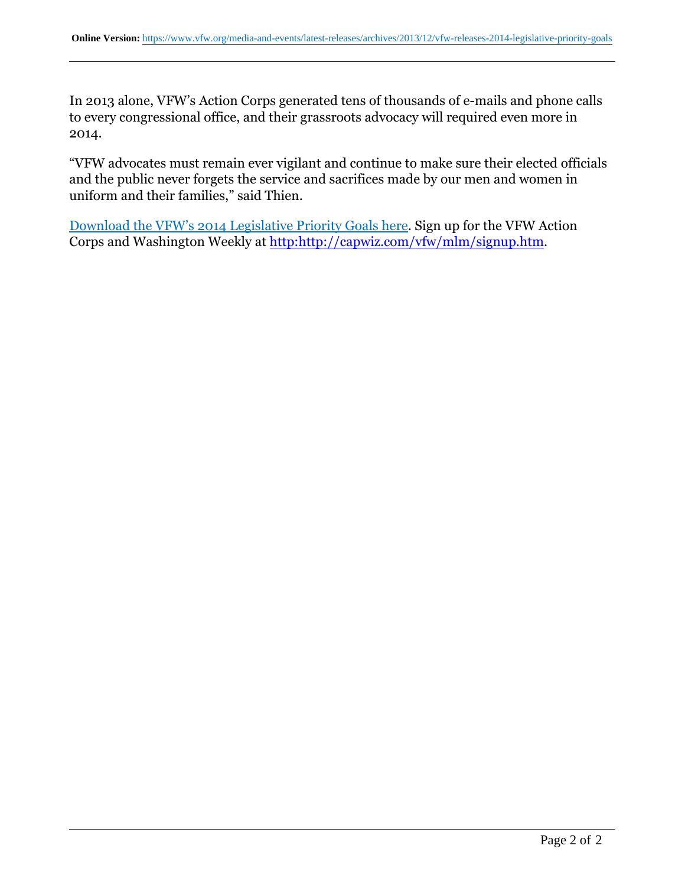In 2013 alone, VFW's Action Corps generated tens of thousands of e-mails and phone calls to every congressional office, and their grassroots advocacy will required even more in 2014.

"VFW advocates must remain ever vigilant and continue to make sure their elected officials and the public never forgets the service and sacrifices made by our men and women in uniform and their families," said Thien.

Download the VFW's 2014 Legislative Priority Goals here. Sign up for the VFW Action Corps and Washington Weekly at http:http://capwiz.com/vfw/mlm/signup.htm.